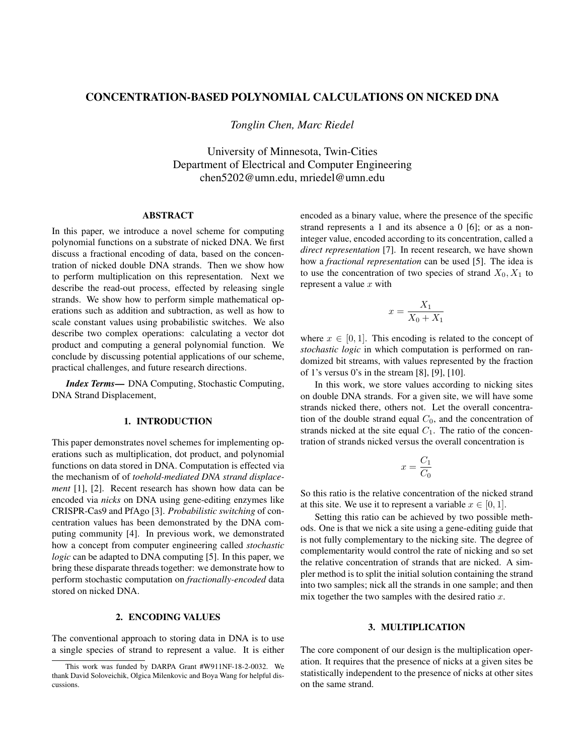# CONCENTRATION-BASED POLYNOMIAL CALCULATIONS ON NICKED DNA

*Tonglin Chen, Marc Riedel*

University of Minnesota, Twin-Cities
Department of Electrical and Computer Engineering
chen5202@umn.edu, mriedel@umn.edu

## ABSTRACT

In this paper, we introduce a novel scheme for computing polynomial functions on a substrate of nicked DNA. We first discuss a fractional encoding of data, based on the concentration of nicked double DNA strands. Then we show how to perform multiplication on this representation. Next we describe the read-out process, effected by releasing single strands. We show how to perform simple mathematical operations such as addition and subtraction, as well as how to scale constant values using probabilistic switches. We also describe two complex operations: calculating a vector dot product and computing a general polynomial function. We conclude by discussing potential applications of our scheme, practical challenges, and future research directions.

***Index Terms*—** DNA Computing, Stochastic Computing, DNA Strand Displacement,

## 1. INTRODUCTION

This paper demonstrates novel schemes for implementing operations such as multiplication, dot product, and polynomial functions on data stored in DNA. Computation is effected via the mechanism of of *toehold-mediated DNA strand displacement* [1], [2]. Recent research has shown how data can be encoded via *nicks* on DNA using gene-editing enzymes like CRISPR-Cas9 and PfAgo [3]. *Probabilistic switching* of concentration values has been demonstrated by the DNA computing community [4]. In previous work, we demonstrated how a concept from computer engineering called *stochastic logic* can be adapted to DNA computing [5]. In this paper, we bring these disparate threads together: we demonstrate how to perform stochastic computation on *fractionally-encoded* data stored on nicked DNA.

## 2. ENCODING VALUES

The conventional approach to storing data in DNA is to use a single species of strand to represent a value. It is either encoded as a binary value, where the presence of the specific strand represents a 1 and its absence a 0 [6]; or as a non-integer value, encoded according to its concentration, called a *direct representation* [7]. In recent research, we have shown how a *fractional representation* can be used [5]. The idea is to use the concentration of two species of strand $X_0, X_1$ to represent a value $x$ with

$$x = \frac{X_1}{X_0 + X_1}$$

where $x \in [0, 1]$. This encoding is related to the concept of *stochastic logic* in which computation is performed on randomized bit streams, with values represented by the fraction of 1's versus 0's in the stream [8], [9], [10].

In this work, we store values according to nicking sites on double DNA strands. For a given site, we will have some strands nicked there, others not. Let the overall concentration of the double strand equal $C_0$, and the concentration of strands nicked at the site equal $C_1$. The ratio of the concentration of strands nicked versus the overall concentration is

$$x = \frac{C_1}{C_0}$$

So this ratio is the relative concentration of the nicked strand at this site. We use it to represent a variable $x \in [0, 1]$.

Setting this ratio can be achieved by two possible methods. One is that we nick a site using a gene-editing guide that is not fully complementary to the nicking site. The degree of complementarity would control the rate of nicking and so set the relative concentration of strands that are nicked. A simpler method is to split the initial solution containing the strand into two samples; nick all the strands in one sample; and then mix together the two samples with the desired ratio $x$.

## 3. MULTIPLICATION

The core component of our design is the multiplication operation. It requires that the presence of nicks at a given sites be statistically independent to the presence of nicks at other sites on the same strand.

This work was funded by DARPA Grant #W911NF-18-2-0032. We thank David Soloveichik, Olgica Milenkovic and Boya Wang for helpful discussions.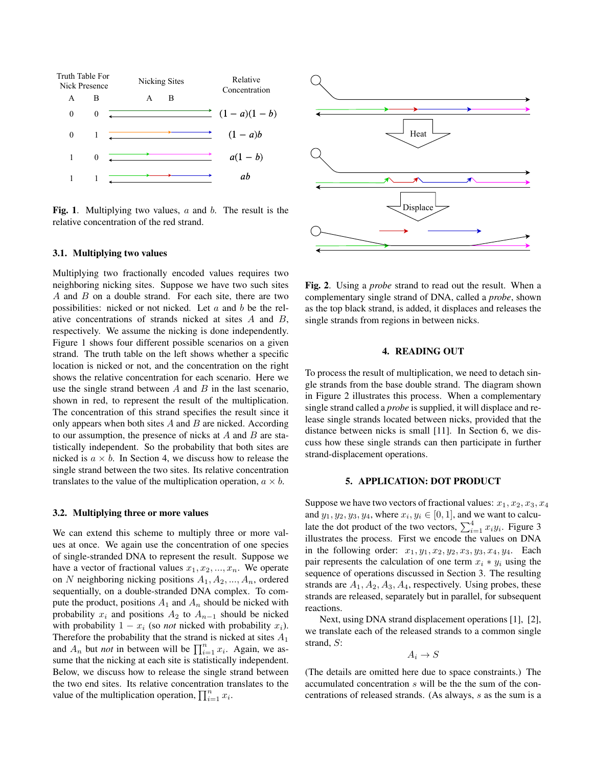| Truth Table For Nick Presence | | Nicking Sites | Relative Concentration |
|---|---|---|---|
| A | B | A B | |
| 0 | 0 | | $(1-a)(1-b)$ |
| 0 | 1 | | $(1-a)b$ |
| 1 | 0 | | $a(1-b)$ |
| 1 | 1 | | $ab$ |

**Fig. 1**. Multiplying two values, $a$ and $b$. The result is the relative concentration of the red strand.

### 3.1. Multiplying two values

Multiplying two fractionally encoded values requires two neighboring nicking sites. Suppose we have two such sites $A$ and $B$ on a double strand. For each site, there are two possibilities: nicked or not nicked. Let $a$ and $b$ be the relative concentrations of strands nicked at sites $A$ and $B$, respectively. We assume the nicking is done independently. Figure 1 shows four different possible scenarios on a given strand. The truth table on the left shows whether a specific location is nicked or not, and the concentration on the right shows the relative concentration for each scenario. Here we use the single strand between $A$ and $B$ in the last scenario, shown in red, to represent the result of the multiplication. The concentration of this strand specifies the result since it only appears when both sites $A$ and $B$ are nicked. According to our assumption, the presence of nicks at $A$ and $B$ are statistically independent. So the probability that both sites are nicked is $a \times b$. In Section 4, we discuss how to release the single strand between the two sites. Its relative concentration translates to the value of the multiplication operation, $a \times b$.

### 3.2. Multiplying three or more values

We can extend this scheme to multiply three or more values at once. We again use the concentration of one species of single-stranded DNA to represent the result. Suppose we have a vector of fractional values $x_1, x_2, ..., x_n$. We operate on $N$ neighboring nicking positions $A_1, A_2, ..., A_n$, ordered sequentially, on a double-stranded DNA complex. To compute the product, positions $A_1$ and $A_n$ should be nicked with probability $x_i$ and positions $A_2$ to $A_{n-1}$ should be nicked with probability $1 - x_i$ (so *not* nicked with probability $x_i$). Therefore the probability that the strand is nicked at sites $A_1$ and $A_n$ but *not* in between will be $\prod_{i=1}^{n} x_i$. Again, we assume that the nicking at each site is statistically independent. Below, we discuss how to release the single strand between the two end sites. Its relative concentration translates to the value of the multiplication operation, $\prod_{i=1}^{n} x_i$.

Heat

Displace

**Fig. 2**. Using a *probe* strand to read out the result. When a complementary single strand of DNA, called a *probe*, shown as the top black strand, is added, it displaces and releases the single strands from regions in between nicks.

## 4. READING OUT

To process the result of multiplication, we need to detach single strands from the base double strand. The diagram shown in Figure 2 illustrates this process. When a complementary single strand called a *probe* is supplied, it will displace and release single strands located between nicks, provided that the distance between nicks is small [11]. In Section 6, we discuss how these single strands can then participate in further strand-displacement operations.

## 5. APPLICATION: DOT PRODUCT

Suppose we have two vectors of fractional values: $x_1, x_2, x_3, x_4$ and $y_1, y_2, y_3, y_4$, where $x_i, y_i \in [0, 1]$, and we want to calculate the dot product of the two vectors, $\sum_{i=1}^{4} x_i y_i$. Figure 3 illustrates the process. First we encode the values on DNA in the following order: $x_1, y_1, x_2, y_2, x_3, y_3, x_4, y_4$. Each pair represents the calculation of one term $x_i * y_i$ using the sequence of operations discussed in Section 3. The resulting strands are $A_1, A_2, A_3, A_4$, respectively. Using probes, these strands are released, separately but in parallel, for subsequent reactions.

Next, using DNA strand displacement operations [1], [2], we translate each of the released strands to a common single strand, $S$:

$$A_i \rightarrow S$$

(The details are omitted here due to space constraints.) The accumulated concentration $s$ will be the the sum of the concentrations of released strands. (As always, $s$ as the sum is a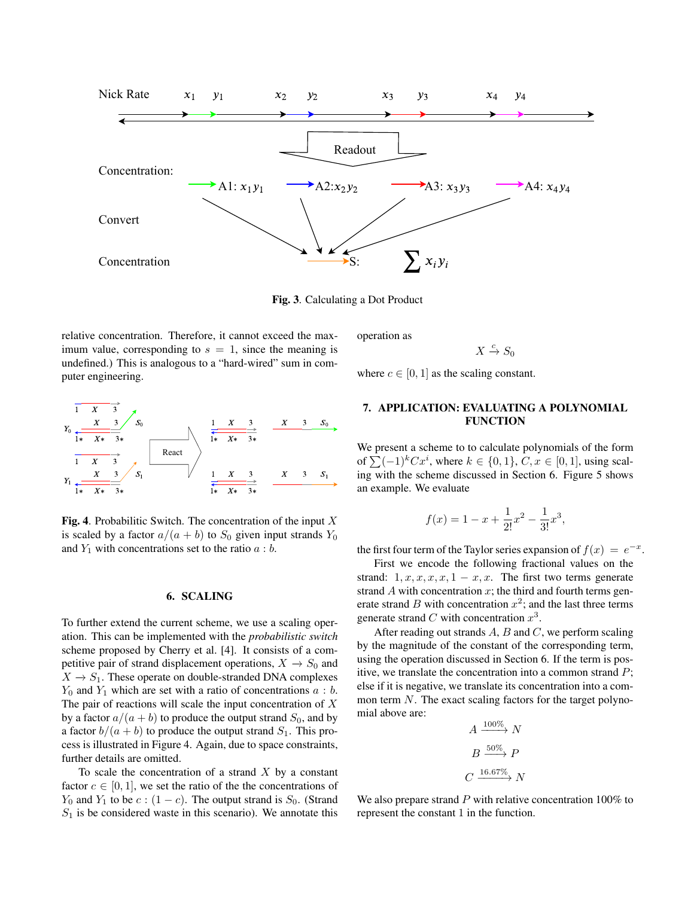Fig. 3. Calculating a Dot Product

relative concentration. Therefore, it cannot exceed the maximum value, corresponding to $s = 1$, since the meaning is undefined.) This is analogous to a "hard-wired" sum in computer engineering.

**Fig. 4**. Probabilitic Switch. The concentration of the input $X$ is scaled by a factor $a/(a+b)$ to $S_0$ given input strands $Y_0$ and $Y_1$ with concentrations set to the ratio $a:b$.

## 6. SCALING

To further extend the current scheme, we use a scaling operation. This can be implemented with the *probabilistic switch* scheme proposed by Cherry et al. [4]. It consists of a competitive pair of strand displacement operations, $X \rightarrow S_0$ and $X \rightarrow S_1$. These operate on double-stranded DNA complexes $Y_0$ and $Y_1$ which are set with a ratio of concentrations $a:b$. The pair of reactions will scale the input concentration of $X$ by a factor $a/(a+b)$ to produce the output strand $S_0$, and by a factor $b/(a+b)$ to produce the output strand $S_1$. This process is illustrated in Figure 4. Again, due to space constraints, further details are omitted.

To scale the concentration of a strand $X$ by a constant factor $c \in [0, 1]$, we set the ratio of the the concentrations of $Y_0$ and $Y_1$ to be $c : (1-c)$. The output strand is $S_0$. (Strand $S_1$ is be considered waste in this scenario). We annotate this operation as

$$X \xrightarrow{c} S_0$$

where $c \in [0, 1]$ as the scaling constant.

## 7. APPLICATION: EVALUATING A POLYNOMIAL FUNCTION

We present a scheme to to calculate polynomials of the form of $\sum(-1)^k Cx^i$, where $k \in \{0, 1\}$, $C, x \in [0, 1]$, using scaling with the scheme discussed in Section 6. Figure 5 shows an example. We evaluate

$$f(x) = 1 - x + \frac{1}{2!}x^2 - \frac{1}{3!}x^3,$$

the first four term of the Taylor series expansion of $f(x) = e^{-x}$.

First we encode the following fractional values on the strand: $1, x, x, x, x, 1-x, x$. The first two terms generate strand $A$ with concentration $x$; the third and fourth terms generate strand $B$ with concentration $x^2$; and the last three terms generate strand $C$ with concentration $x^3$.

After reading out strands $A$, $B$ and $C$, we perform scaling by the magnitude of the constant of the corresponding term, using the operation discussed in Section 6. If the term is positive, we translate the concentration into a common strand $P$; else if it is negative, we translate its concentration into a common term $N$. The exact scaling factors for the target polynomial above are:

$$A \xrightarrow{100\%} N$$

$$B \xrightarrow{50\%} P$$

$$C \xrightarrow{16.67\%} N$$

We also prepare strand $P$ with relative concentration 100% to represent the constant 1 in the function.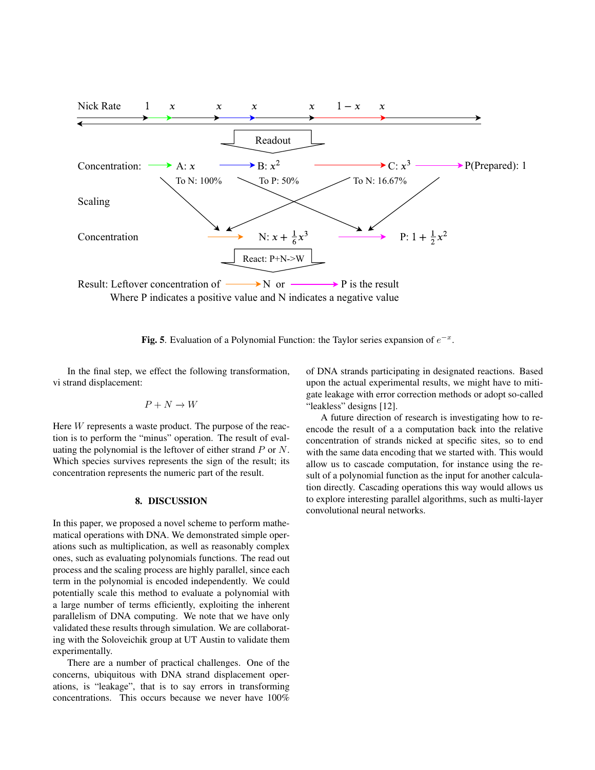Nick Rate 1 $x$ $x$ $x$ $x$ $1-x$ $x$

Readout

Concentration: A: $x$ B: $x^2$ C: $x^3$ P(Prepared): 1

To N: 100% To P: 50% To N: 16.67%

Scaling

Concentration N: $x + \frac{1}{6}x^3$ P: $1 + \frac{1}{2}x^2$

React: P+N->W

Result: Leftover concentration of N or P is the result
Where P indicates a positive value and N indicates a negative value

**Fig. 5**. Evaluation of a Polynomial Function: the Taylor series expansion of $e^{-x}$.

In the final step, we effect the following transformation, vi strand displacement:

$$P + N \rightarrow W$$

Here $W$ represents a waste product. The purpose of the reaction is to perform the "minus" operation. The result of evaluating the polynomial is the leftover of either strand $P$ or $N$. Which species survives represents the sign of the result; its concentration represents the numeric part of the result.

## 8. DISCUSSION

In this paper, we proposed a novel scheme to perform mathematical operations with DNA. We demonstrated simple operations such as multiplication, as well as reasonably complex ones, such as evaluating polynomials functions. The read out process and the scaling process are highly parallel, since each term in the polynomial is encoded independently. We could potentially scale this method to evaluate a polynomial with a large number of terms efficiently, exploiting the inherent parallelism of DNA computing. We note that we have only validated these results through simulation. We are collaborating with the Soloveichik group at UT Austin to validate them experimentally.

There are a number of practical challenges. One of the concerns, ubiquitous with DNA strand displacement operations, is "leakage", that is to say errors in transforming concentrations. This occurs because we never have 100% of DNA strands participating in designated reactions. Based upon the actual experimental results, we might have to mitigate leakage with error correction methods or adopt so-called "leakless" designs [12].

A future direction of research is investigating how to re-encode the result of a a computation back into the relative concentration of strands nicked at specific sites, so to end with the same data encoding that we started with. This would allow us to cascade computation, for instance using the result of a polynomial function as the input for another calculation directly. Cascading operations this way would allows us to explore interesting parallel algorithms, such as multi-layer convolutional neural networks.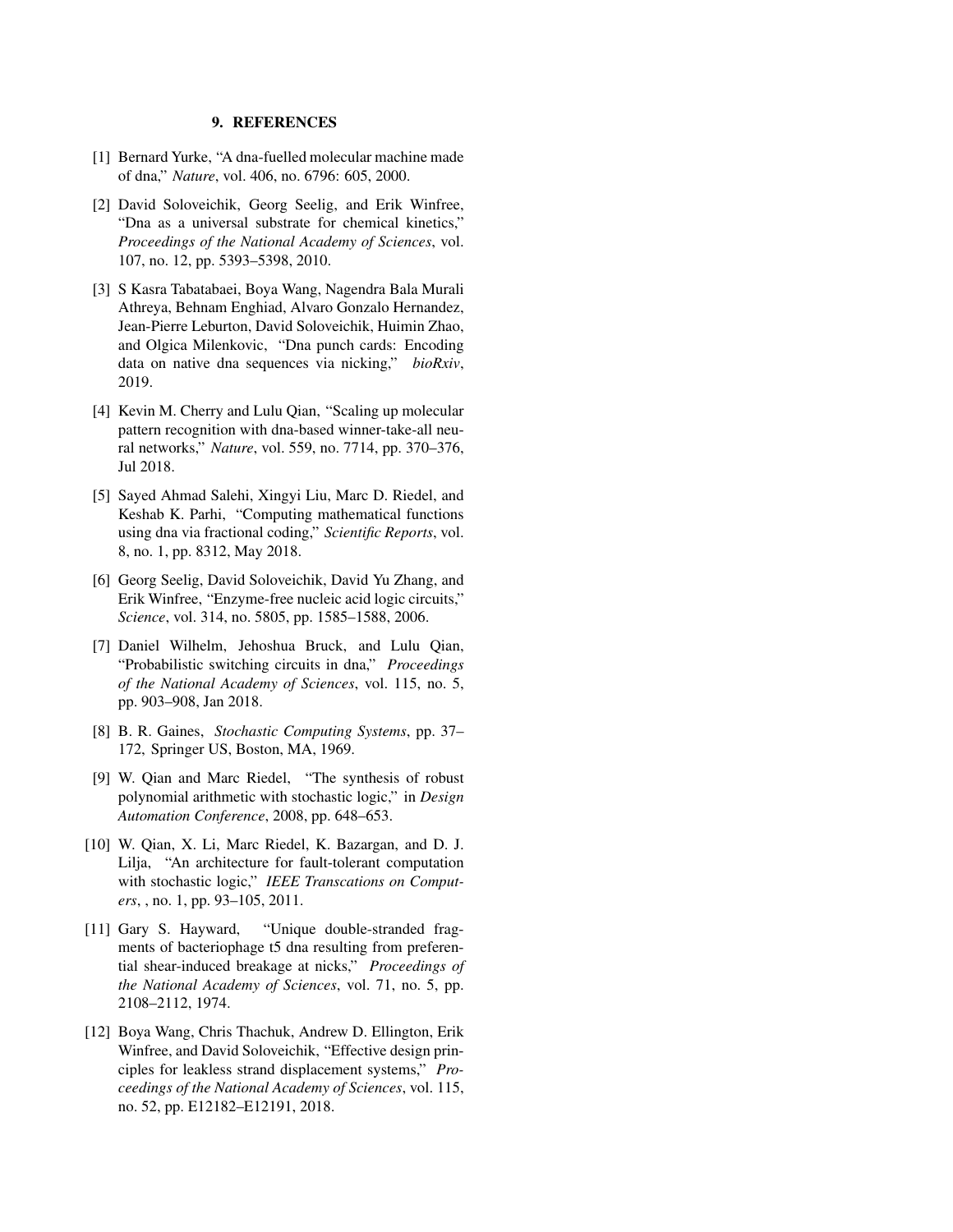## 9. REFERENCES

[1] Bernard Yurke, "A dna-fuelled molecular machine made of dna," *Nature*, vol. 406, no. 6796: 605, 2000.

[2] David Soloveichik, Georg Seelig, and Erik Winfree, "Dna as a universal substrate for chemical kinetics," *Proceedings of the National Academy of Sciences*, vol. 107, no. 12, pp. 5393–5398, 2010.

[3] S Kasra Tabatabaei, Boya Wang, Nagendra Bala Murali Athreya, Behnam Enghiad, Alvaro Gonzalo Hernandez, Jean-Pierre Leburton, David Soloveichik, Huimin Zhao, and Olgica Milenkovic, "Dna punch cards: Encoding data on native dna sequences via nicking," *bioRxiv*, 2019.

[4] Kevin M. Cherry and Lulu Qian, "Scaling up molecular pattern recognition with dna-based winner-take-all neural networks," *Nature*, vol. 559, no. 7714, pp. 370–376, Jul 2018.

[5] Sayed Ahmad Salehi, Xingyi Liu, Marc D. Riedel, and Keshab K. Parhi, "Computing mathematical functions using dna via fractional coding," *Scientific Reports*, vol. 8, no. 1, pp. 8312, May 2018.

[6] Georg Seelig, David Soloveichik, David Yu Zhang, and Erik Winfree, "Enzyme-free nucleic acid logic circuits," *Science*, vol. 314, no. 5805, pp. 1585–1588, 2006.

[7] Daniel Wilhelm, Jehoshua Bruck, and Lulu Qian, "Probabilistic switching circuits in dna," *Proceedings of the National Academy of Sciences*, vol. 115, no. 5, pp. 903–908, Jan 2018.

[8] B. R. Gaines, *Stochastic Computing Systems*, pp. 37–172, Springer US, Boston, MA, 1969.

[9] W. Qian and Marc Riedel, "The synthesis of robust polynomial arithmetic with stochastic logic," in *Design Automation Conference*, 2008, pp. 648–653.

[10] W. Qian, X. Li, Marc Riedel, K. Bazargan, and D. J. Lilja, "An architecture for fault-tolerant computation with stochastic logic," *IEEE Transcations on Computers*, , no. 1, pp. 93–105, 2011.

[11] Gary S. Hayward, "Unique double-stranded fragments of bacteriophage t5 dna resulting from preferential shear-induced breakage at nicks," *Proceedings of the National Academy of Sciences*, vol. 71, no. 5, pp. 2108–2112, 1974.

[12] Boya Wang, Chris Thachuk, Andrew D. Ellington, Erik Winfree, and David Soloveichik, "Effective design principles for leakless strand displacement systems," *Proceedings of the National Academy of Sciences*, vol. 115, no. 52, pp. E12182–E12191, 2018.